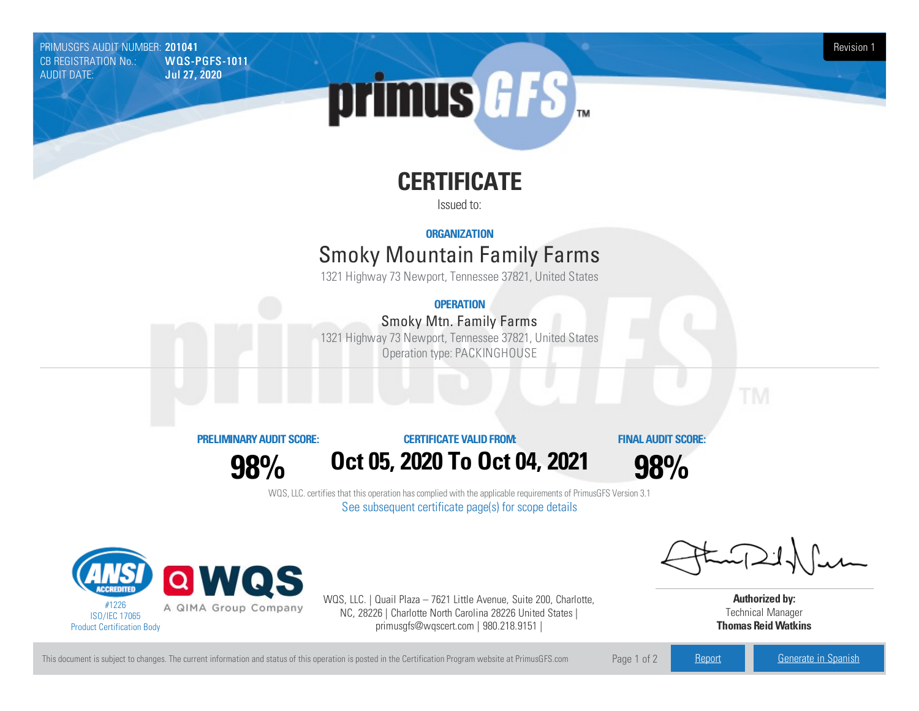PRIMUSGFS AUDIT NUMBER: **201041**
CB REGISTRATION No.: **WQS-PGFS-1011**
AUDIT DATE: **Jul 27, 2020**

Revision 1

# CERTIFICATE

Issued to:

### ORGANIZATION

## Smoky Mountain Family Farms

1321 Highway 73 Newport, Tennessee 37821, United States

### OPERATION

Smoky Mtn. Family Farms

1321 Highway 73 Newport, Tennessee 37821, United States

Operation type: PACKINGHOUSE

---

| PRELIMINARY AUDIT SCORE: | CERTIFICATE VALID FROM: | FINAL AUDIT SCORE: |
| --- | --- | --- |
| **98%** | **Oct 05, 2020 To Oct 04, 2021** | **98%** |

WQS, LLC. certifies that this operation has complied with the applicable requirements of PrimusGFS Version 3.1

See subsequent certificate page(s) for scope details

ANSI ACCREDITED #1226 ISO/IEC 17065 Product Certification Body

WQS A QIMA Group Company

WQS, LLC. | Quail Plaza – 7621 Little Avenue, Suite 200, Charlotte, NC, 28226 | Charlotte North Carolina 28226 United States | primusgfs@wqscert.com | 980.218.9151 |

**Authorized by:**
Technical Manager
**Thomas Reid Watkins**

This document is subject to changes. The current information and status of this operation is posted in the Certification Program website at PrimusGFS.com

Report | Generate in Spanish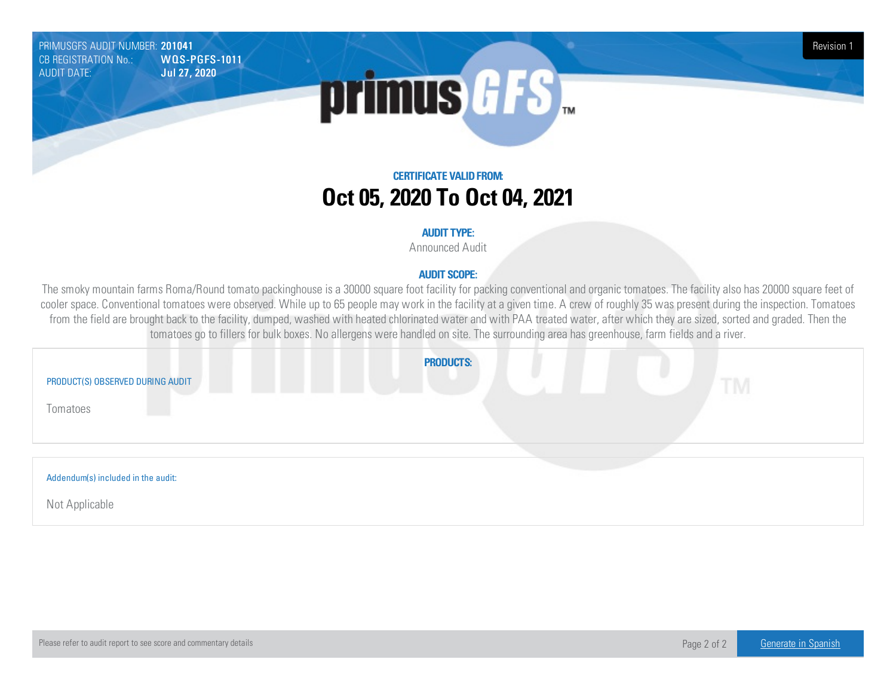PRIMUSGFS AUDIT NUMBER: **201041**
CB REGISTRATION No.: **WQS-PGFS-1011**
AUDIT DATE: **Jul 27, 2020**

Revision 1

**CERTIFICATE VALID FROM:**

# Oct 05, 2020 To Oct 04, 2021

**AUDIT TYPE:**

Announced Audit

**AUDIT SCOPE:**

The smoky mountain farms Roma/Round tomato packinghouse is a 30000 square foot facility for packing conventional and organic tomatoes. The facility also has 20000 square feet of cooler space. Conventional tomatoes were observed. While up to 65 people may work in the facility at a given time. A crew of roughly 35 was present during the inspection. Tomatoes from the field are brought back to the facility, dumped, washed with heated chlorinated water and with PAA treated water, after which they are sized, sorted and graded. Then the tomatoes go to fillers for bulk boxes. No allergens were handled on site. The surrounding area has greenhouse, farm fields and a river.

**PRODUCTS:**

PRODUCT(S) OBSERVED DURING AUDIT

Tomatoes

Addendum(s) included in the audit:

Not Applicable

Please refer to audit report to see score and commentary details

Generate in Spanish